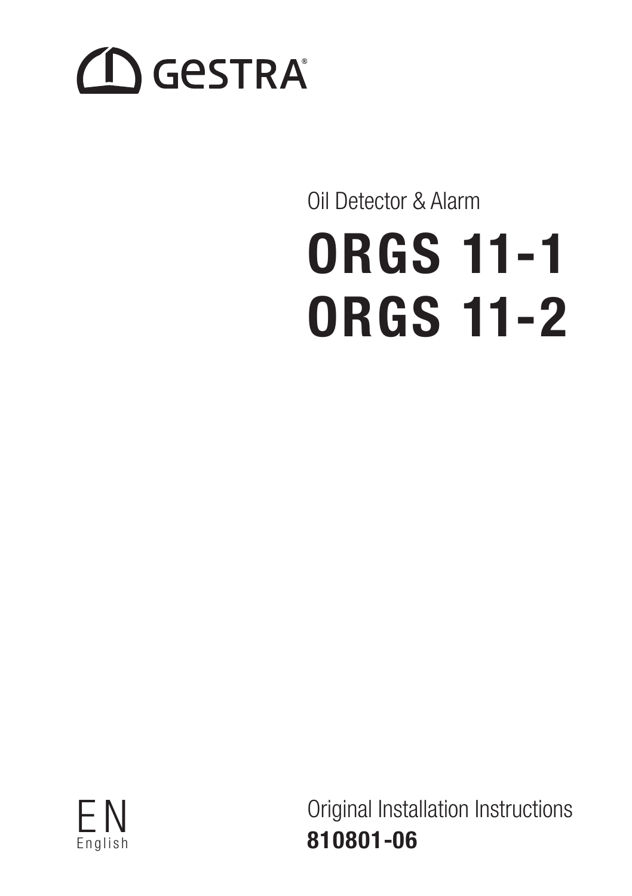GESTRA®

Oil Detector & Alarm

# ORGS 11-1
# ORGS 11-2

EN
English

Original Installation Instructions
**810801-06**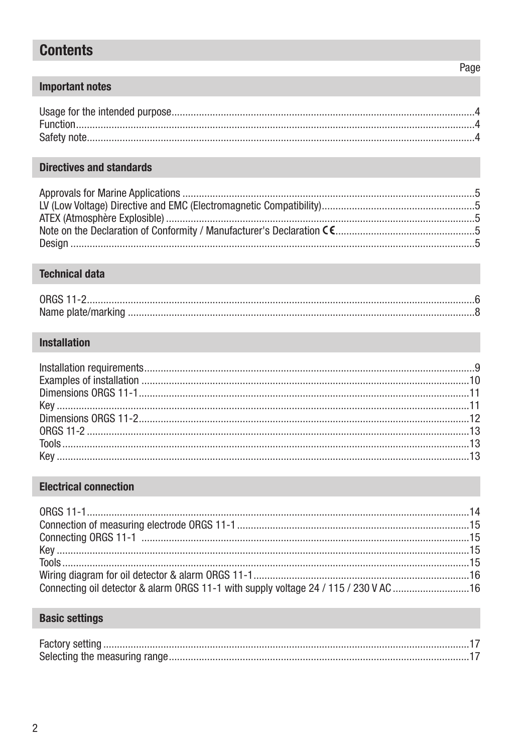# Contents

Page

## Important notes

Usage for the intended purpose....................4
Function....................4
Safety note....................4

## Directives and standards

Approvals for Marine Applications....................5
LV (Low Voltage) Directive and EMC (Electromagnetic Compatibility)....................5
ATEX (Atmosphère Explosible)....................5
Note on the Declaration of Conformity / Manufacturer's Declaration CE....................5
Design....................5

## Technical data

ORGS 11-2....................6
Name plate/marking....................8

## Installation

Installation requirements....................9
Examples of installation....................10
Dimensions ORGS 11-1....................11
Key....................11
Dimensions ORGS 11-2....................12
ORGS 11-2....................13
Tools....................13
Key....................13

## Electrical connection

ORGS 11-1....................14
Connection of measuring electrode ORGS 11-1....................15
Connecting ORGS 11-1....................15
Key....................15
Tools....................15
Wiring diagram for oil detector & alarm ORGS 11-1....................16
Connecting oil detector & alarm ORGS 11-1 with supply voltage 24 / 115 / 230 V AC....................16

## Basic settings

Factory setting....................17
Selecting the measuring range....................17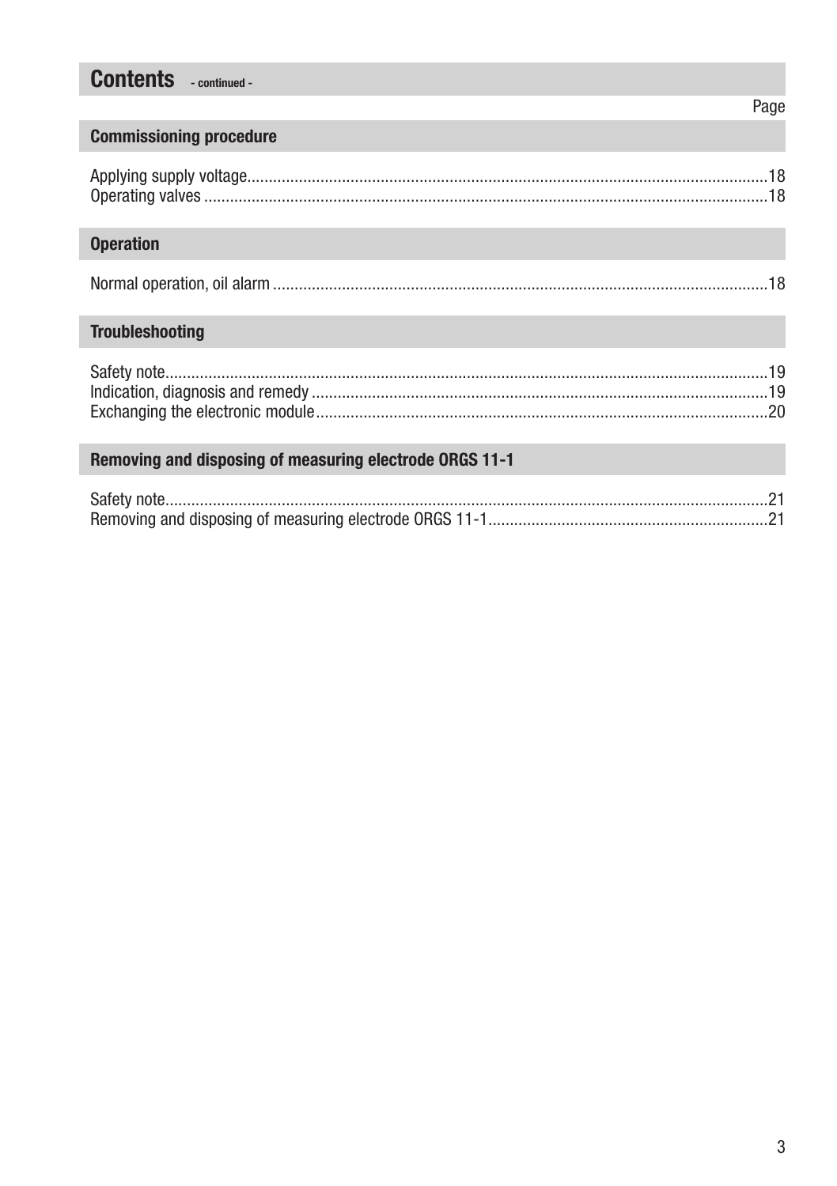# Contents - continued -

| | Page |
|---|---|
| **Commissioning procedure** | |
| Applying supply voltage | 18 |
| Operating valves | 18 |
| **Operation** | |
| Normal operation, oil alarm | 18 |
| **Troubleshooting** | |
| Safety note | 19 |
| Indication, diagnosis and remedy | 19 |
| Exchanging the electronic module | 20 |
| **Removing and disposing of measuring electrode ORGS 11-1** | |
| Safety note | 21 |
| Removing and disposing of measuring electrode ORGS 11-1 | 21 |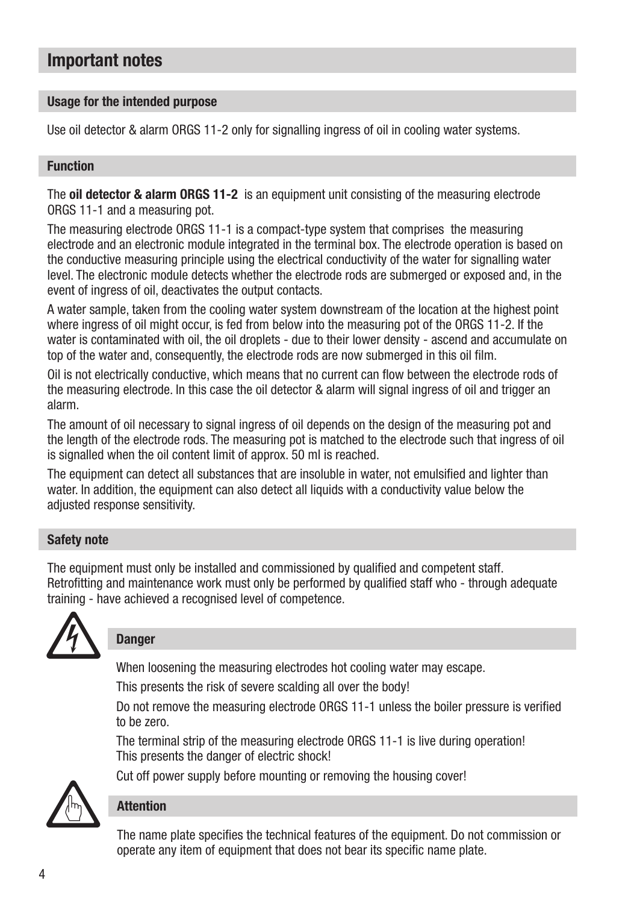# Important notes

## Usage for the intended purpose

Use oil detector & alarm ORGS 11-2 only for signalling ingress of oil in cooling water systems.

## Function

The **oil detector & alarm ORGS 11-2** is an equipment unit consisting of the measuring electrode ORGS 11-1 and a measuring pot.

The measuring electrode ORGS 11-1 is a compact-type system that comprises the measuring electrode and an electronic module integrated in the terminal box. The electrode operation is based on the conductive measuring principle using the electrical conductivity of the water for signalling water level. The electronic module detects whether the electrode rods are submerged or exposed and, in the event of ingress of oil, deactivates the output contacts.

A water sample, taken from the cooling water system downstream of the location at the highest point where ingress of oil might occur, is fed from below into the measuring pot of the ORGS 11-2. If the water is contaminated with oil, the oil droplets - due to their lower density - ascend and accumulate on top of the water and, consequently, the electrode rods are now submerged in this oil film.

Oil is not electrically conductive, which means that no current can flow between the electrode rods of the measuring electrode. In this case the oil detector & alarm will signal ingress of oil and trigger an alarm.

The amount of oil necessary to signal ingress of oil depends on the design of the measuring pot and the length of the electrode rods. The measuring pot is matched to the electrode such that ingress of oil is signalled when the oil content limit of approx. 50 ml is reached.

The equipment can detect all substances that are insoluble in water, not emulsified and lighter than water. In addition, the equipment can also detect all liquids with a conductivity value below the adjusted response sensitivity.

## Safety note

The equipment must only be installed and commissioned by qualified and competent staff. Retrofitting and maintenance work must only be performed by qualified staff who - through adequate training - have achieved a recognised level of competence.

### Danger

When loosening the measuring electrodes hot cooling water may escape.

This presents the risk of severe scalding all over the body!

Do not remove the measuring electrode ORGS 11-1 unless the boiler pressure is verified to be zero.

The terminal strip of the measuring electrode ORGS 11-1 is live during operation! This presents the danger of electric shock!

Cut off power supply before mounting or removing the housing cover!

### Attention

The name plate specifies the technical features of the equipment. Do not commission or operate any item of equipment that does not bear its specific name plate.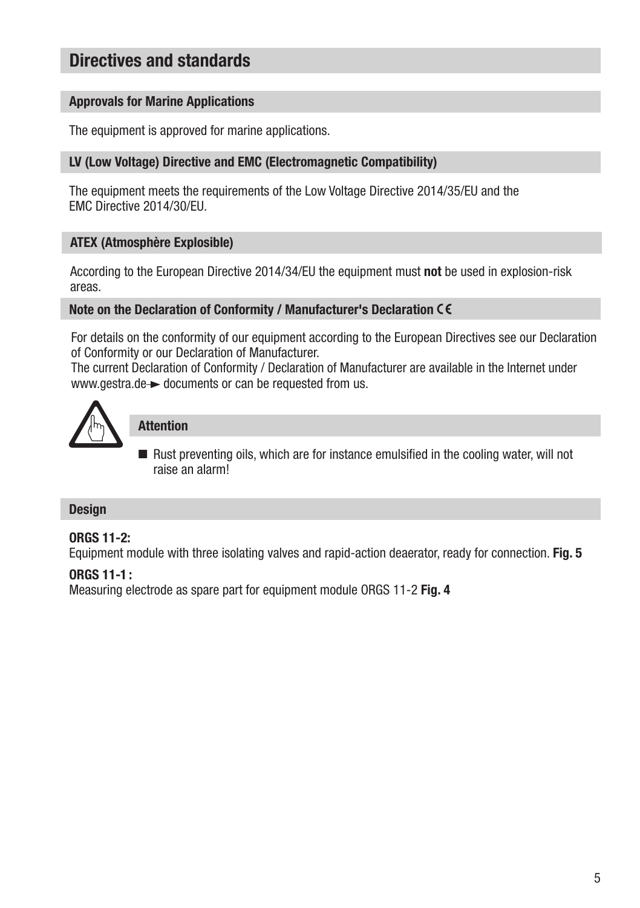# Directives and standards

## Approvals for Marine Applications

The equipment is approved for marine applications.

## LV (Low Voltage) Directive and EMC (Electromagnetic Compatibility)

The equipment meets the requirements of the Low Voltage Directive 2014/35/EU and the EMC Directive 2014/30/EU.

## ATEX (Atmosphère Explosible)

According to the European Directive 2014/34/EU the equipment must **not** be used in explosion-risk areas.

## Note on the Declaration of Conformity / Manufacturer's Declaration CE

For details on the conformity of our equipment according to the European Directives see our Declaration of Conformity or our Declaration of Manufacturer.
The current Declaration of Conformity / Declaration of Manufacturer are available in the Internet under www.gestra.de ► documents or can be requested from us.

### Attention

- Rust preventing oils, which are for instance emulsified in the cooling water, will not raise an alarm!

## Design

**ORGS 11-2:**
Equipment module with three isolating valves and rapid-action deaerator, ready for connection. **Fig. 5**

**ORGS 11-1 :**
Measuring electrode as spare part for equipment module ORGS 11-2 **Fig. 4**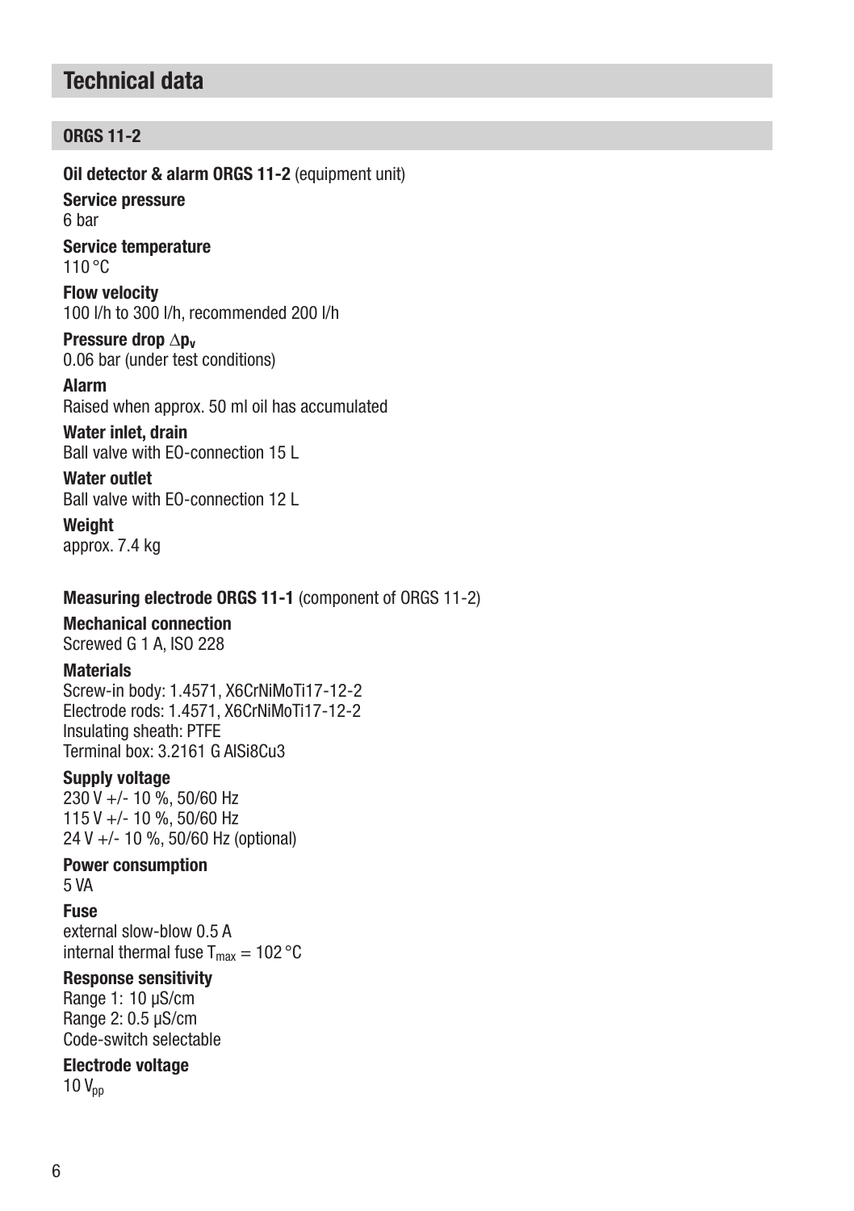# Technical data

## ORGS 11-2

**Oil detector & alarm ORGS 11-2** (equipment unit)

**Service pressure**
6 bar

**Service temperature**
110 °C

**Flow velocity**
100 l/h to 300 l/h, recommended 200 l/h

**Pressure drop $\Delta p_v$**
0.06 bar (under test conditions)

**Alarm**
Raised when approx. 50 ml oil has accumulated

**Water inlet, drain**
Ball valve with EO-connection 15 L

**Water outlet**
Ball valve with EO-connection 12 L

**Weight**
approx. 7.4 kg

**Measuring electrode ORGS 11-1** (component of ORGS 11-2)

**Mechanical connection**
Screwed G 1 A, ISO 228

**Materials**
Screw-in body: 1.4571, X6CrNiMoTi17-12-2
Electrode rods: 1.4571, X6CrNiMoTi17-12-2
Insulating sheath: PTFE
Terminal box: 3.2161 G AlSi8Cu3

**Supply voltage**
230 V +/- 10 %, 50/60 Hz
115 V +/- 10 %, 50/60 Hz
24 V +/- 10 %, 50/60 Hz (optional)

**Power consumption**
5 VA

**Fuse**
external slow-blow 0.5 A
internal thermal fuse $T_{max}$ = 102 °C

**Response sensitivity**
Range 1: 10 µS/cm
Range 2: 0.5 µS/cm
Code-switch selectable

**Electrode voltage**
10 $V_{pp}$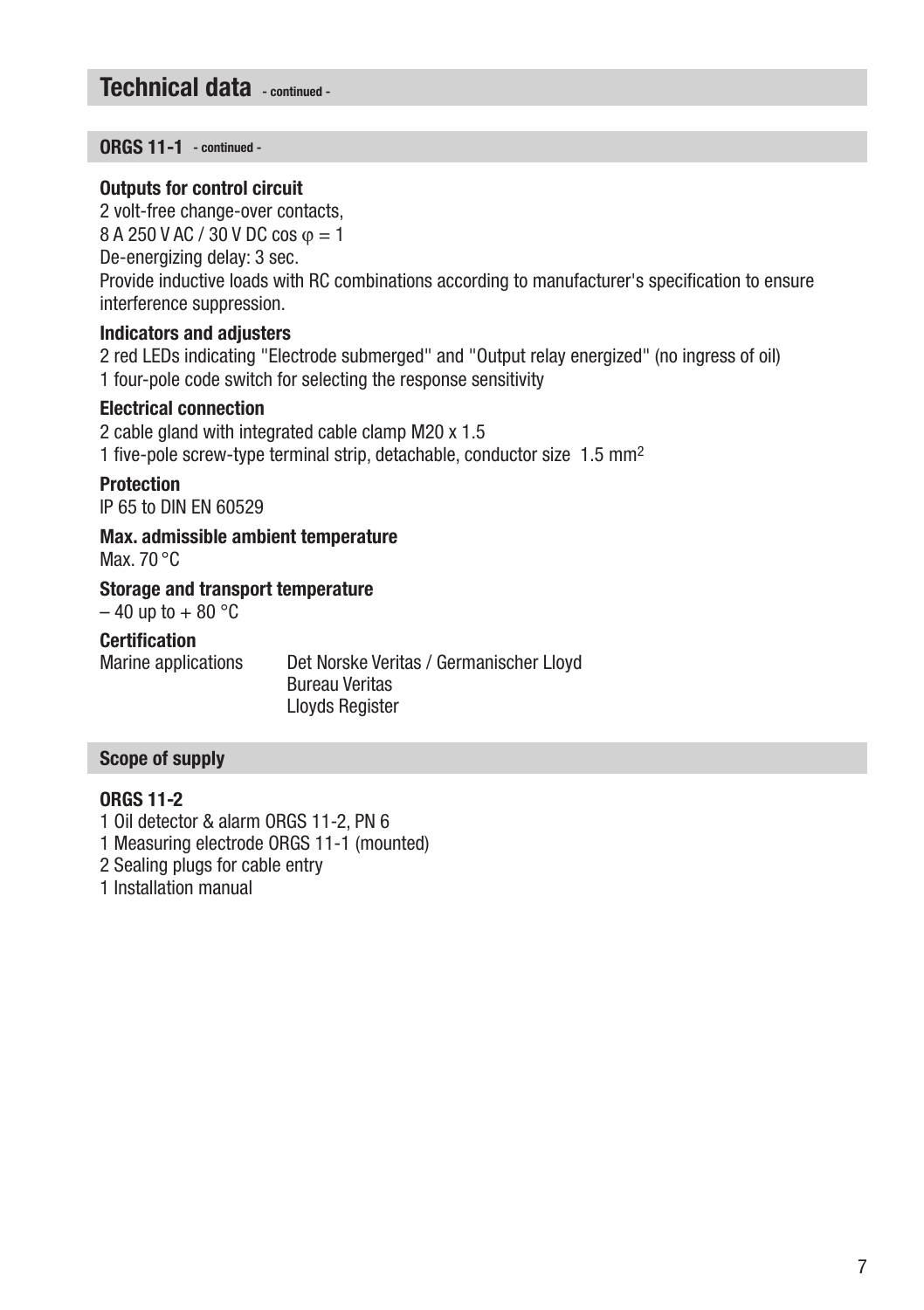## Technical data - continued -

### ORGS 11-1 - continued -

**Outputs for control circuit**

2 volt-free change-over contacts,
8 A 250 V AC / 30 V DC cos $\varphi = 1$
De-energizing delay: 3 sec.
Provide inductive loads with RC combinations according to manufacturer's specification to ensure interference suppression.

**Indicators and adjusters**

2 red LEDs indicating "Electrode submerged" and "Output relay energized" (no ingress of oil)
1 four-pole code switch for selecting the response sensitivity

**Electrical connection**

2 cable gland with integrated cable clamp M20 x 1.5
1 five-pole screw-type terminal strip, detachable, conductor size 1.5 mm$^2$

**Protection**

IP 65 to DIN EN 60529

**Max. admissible ambient temperature**

Max. 70 °C

**Storage and transport temperature**

– 40 up to + 80 °C

**Certification**

| | |
|---|---|
| Marine applications | Det Norske Veritas / Germanischer Lloyd |
| | Bureau Veritas |
| | Lloyds Register |

### Scope of supply

**ORGS 11-2**

1 Oil detector & alarm ORGS 11-2, PN 6
1 Measuring electrode ORGS 11-1 (mounted)
2 Sealing plugs for cable entry
1 Installation manual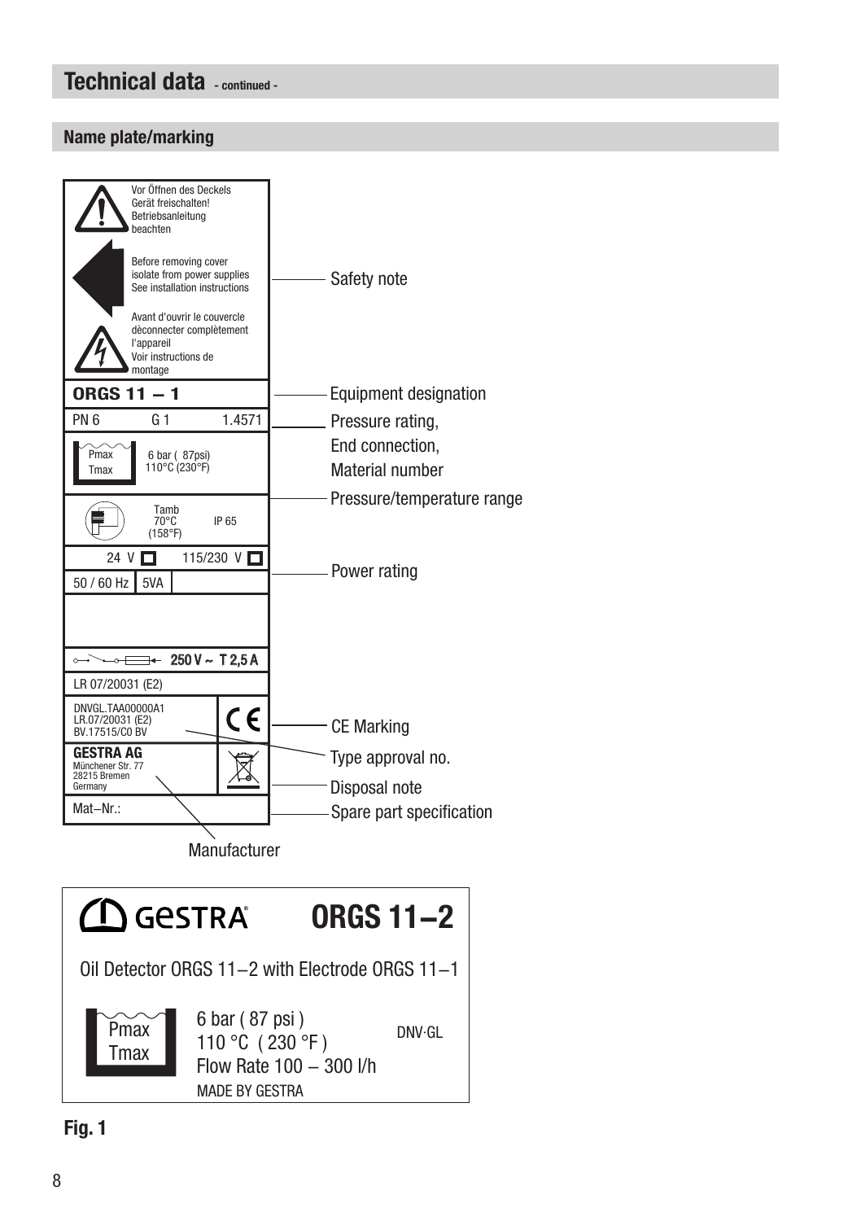## Technical data - continued -

### Name plate/marking

Vor Öffnen des Deckels Gerät freischalten! Betriebsanleitung beachten

Before removing cover isolate from power supplies See installation instructions

Avant d'ouvrir le couvercle dèconnecter complètement l'appareil Voir instructions de montage

— Safety note

**ORGS 11 – 1** — Equipment designation

PN 6 G 1 1.4571 — Pressure rating, End connection, Material number

Pmax Tmax 6 bar ( 87psi) 110°C (230°F) — Pressure/temperature range

Tamb 70°C (158°F) IP 65

24 V ☐ 115/230 V ☐ — Power rating

50 / 60 Hz 5VA

250 V ~ T 2,5 A

LR 07/20031 (E2)

DNVGL.TAA00000A1
LR.07/20031 (E2)
BV.17515/C0 BV — Type approval no.

CE — CE Marking

**GESTRA AG**
Münchener Str. 77
28215 Bremen
Germany — Manufacturer

Disposal note

Mat–Nr.: — Spare part specification

---

GESTRA **ORGS 11–2**

Oil Detector ORGS 11–2 with Electrode ORGS 11–1

Pmax Tmax

6 bar ( 87 psi )
110 °C ( 230 °F )
Flow Rate 100 – 300 l/h
MADE BY GESTRA

DNV·GL

**Fig. 1**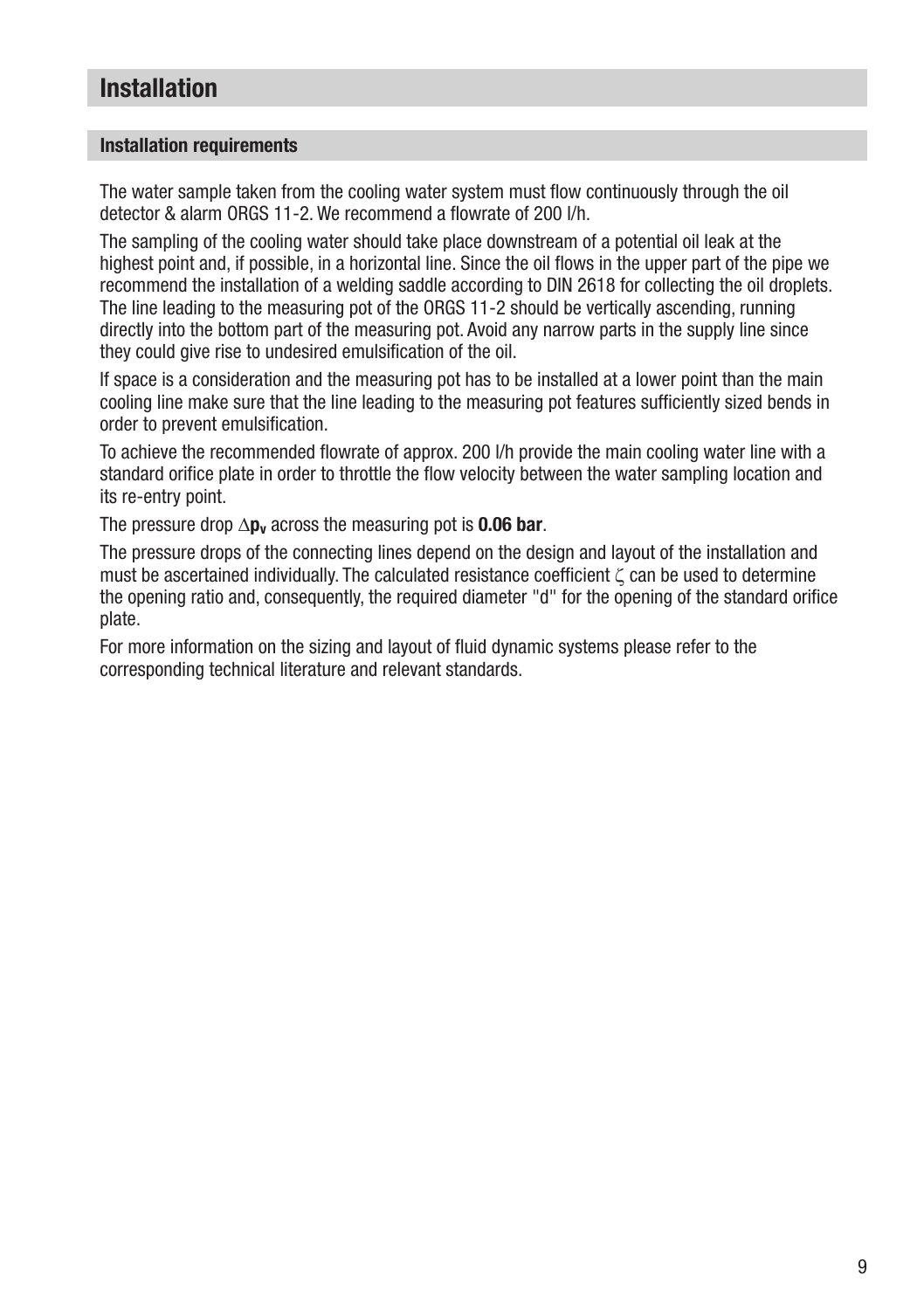# Installation

## Installation requirements

The water sample taken from the cooling water system must flow continuously through the oil detector & alarm ORGS 11-2. We recommend a flowrate of 200 l/h.

The sampling of the cooling water should take place downstream of a potential oil leak at the highest point and, if possible, in a horizontal line. Since the oil flows in the upper part of the pipe we recommend the installation of a welding saddle according to DIN 2618 for collecting the oil droplets. The line leading to the measuring pot of the ORGS 11-2 should be vertically ascending, running directly into the bottom part of the measuring pot. Avoid any narrow parts in the supply line since they could give rise to undesired emulsification of the oil.

If space is a consideration and the measuring pot has to be installed at a lower point than the main cooling line make sure that the line leading to the measuring pot features sufficiently sized bends in order to prevent emulsification.

To achieve the recommended flowrate of approx. 200 l/h provide the main cooling water line with a standard orifice plate in order to throttle the flow velocity between the water sampling location and its re-entry point.

The pressure drop $\Delta \mathbf{p_v}$ across the measuring pot is **0.06 bar**.

The pressure drops of the connecting lines depend on the design and layout of the installation and must be ascertained individually. The calculated resistance coefficient $\zeta$ can be used to determine the opening ratio and, consequently, the required diameter "d" for the opening of the standard orifice plate.

For more information on the sizing and layout of fluid dynamic systems please refer to the corresponding technical literature and relevant standards.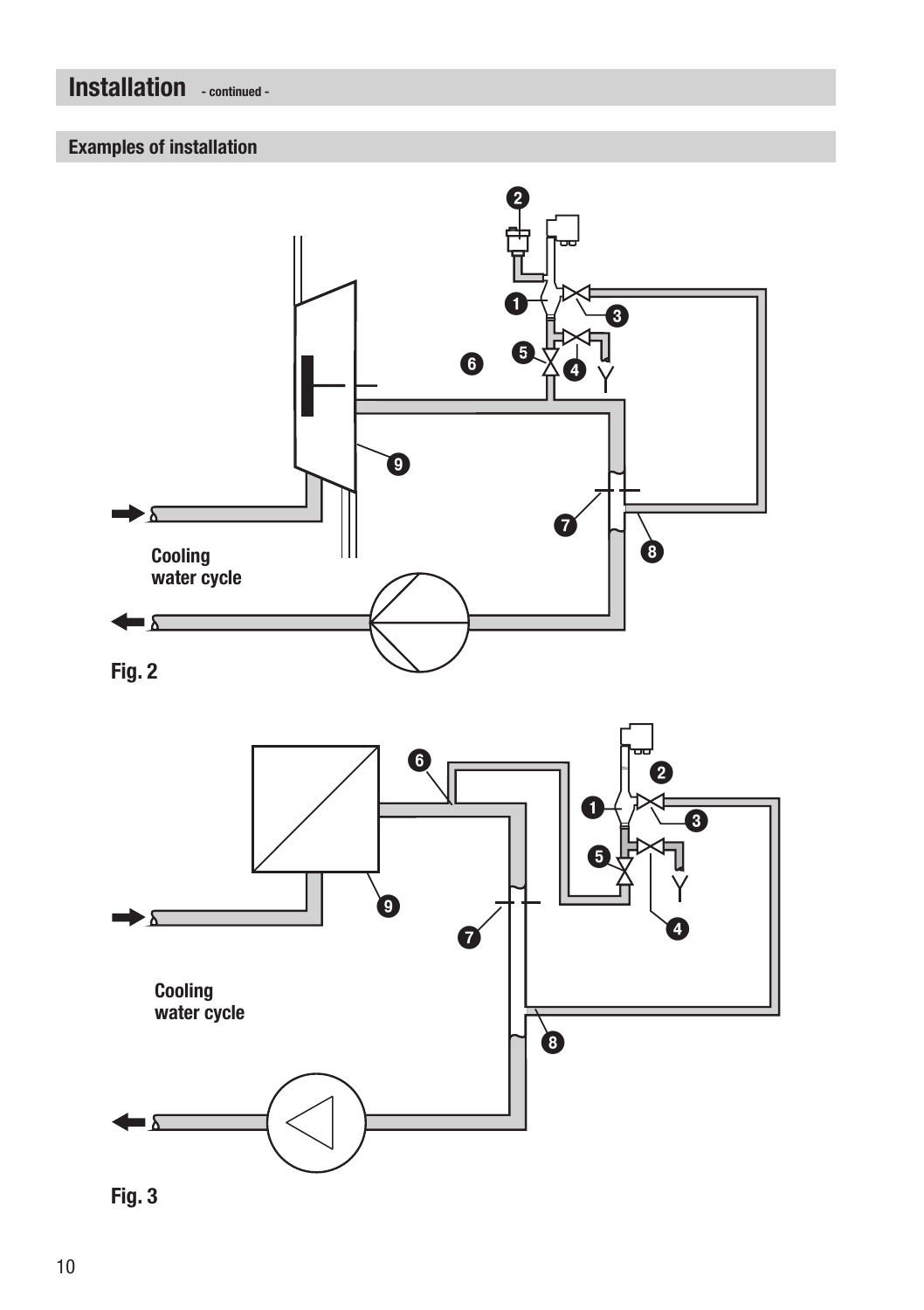# Installation - continued -

## Examples of installation

Cooling water cycle

Fig. 2

Cooling water cycle

Fig. 3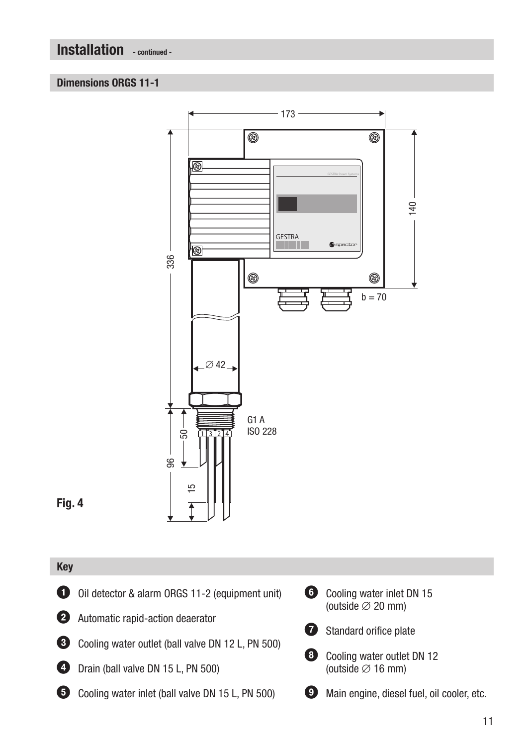## Installation - continued -

### Dimensions ORGS 11-1

Fig. 4

### Key

1. Oil detector & alarm ORGS 11-2 (equipment unit)
2. Automatic rapid-action deaerator
3. Cooling water outlet (ball valve DN 12 L, PN 500)
4. Drain (ball valve DN 15 L, PN 500)
5. Cooling water inlet (ball valve DN 15 L, PN 500)
6. Cooling water inlet DN 15 (outside ∅ 20 mm)
7. Standard orifice plate
8. Cooling water outlet DN 12 (outside ∅ 16 mm)
9. Main engine, diesel fuel, oil cooler, etc.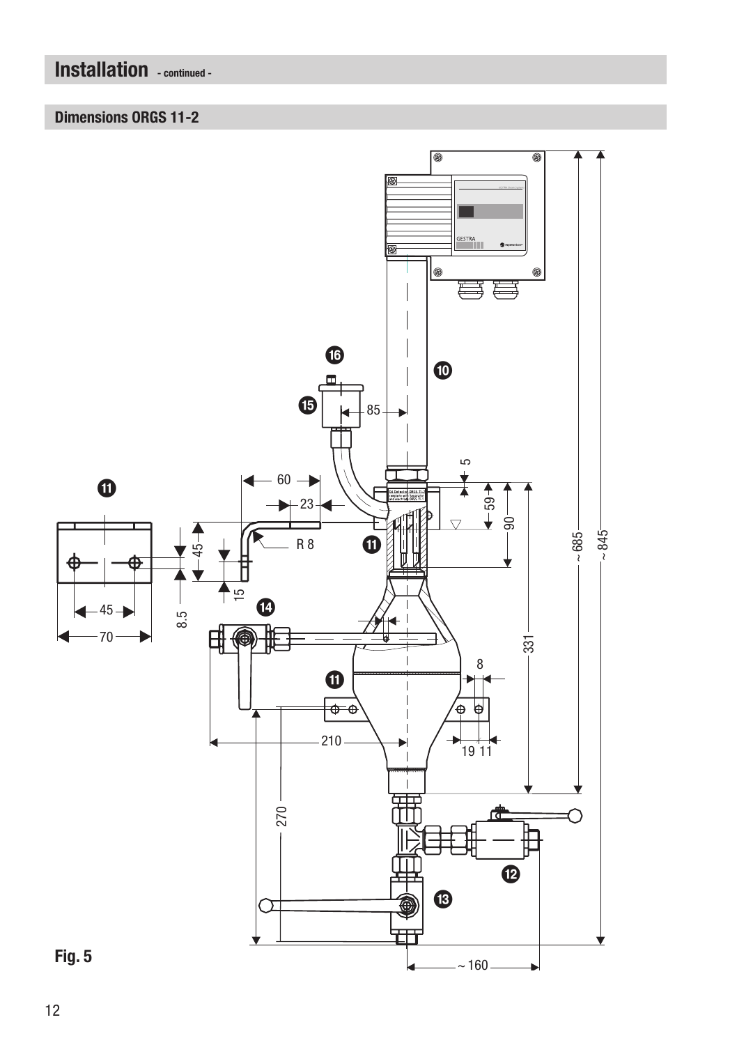# Installation - continued -

## Dimensions ORGS 11-2

Fig. 5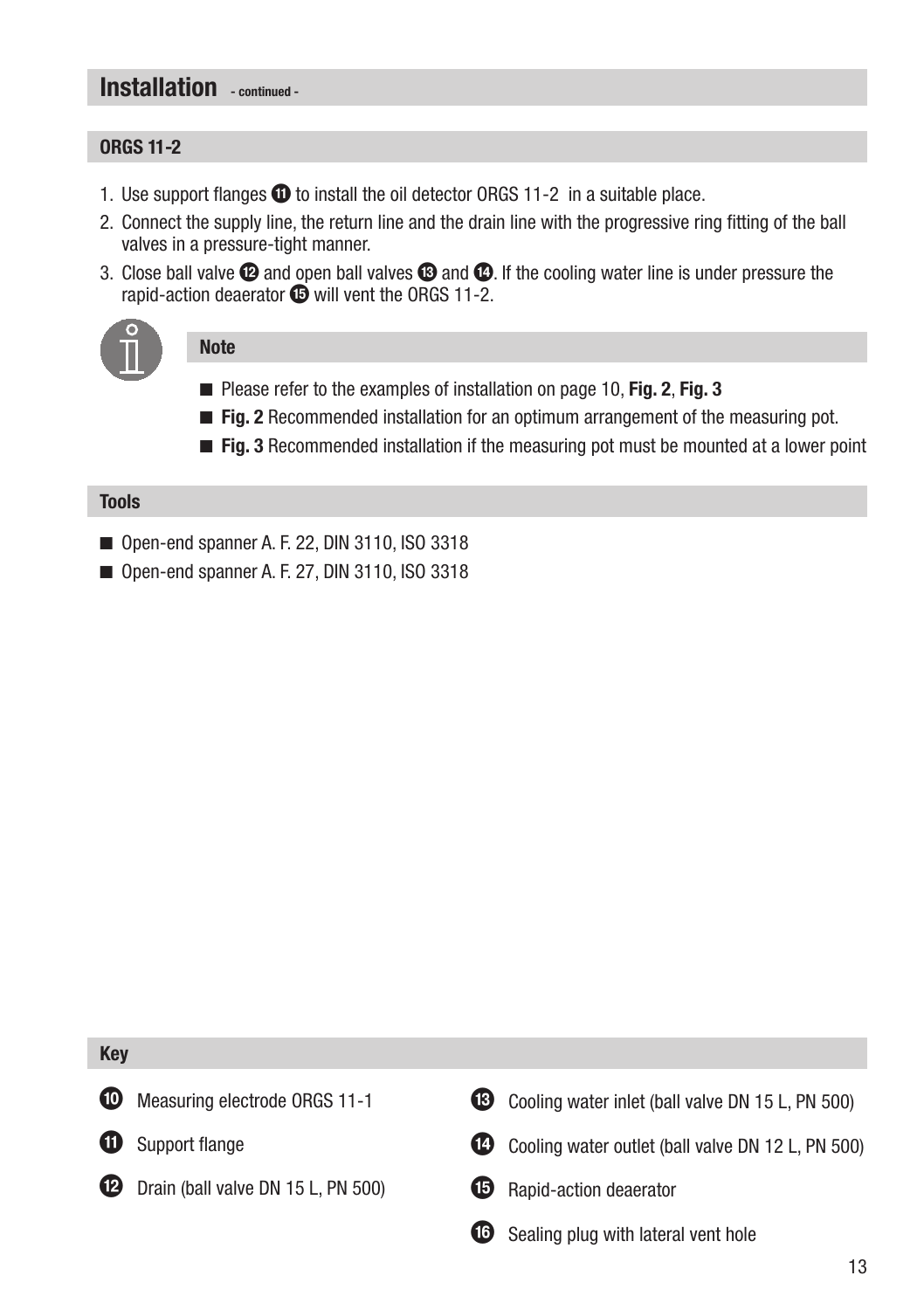## Installation - continued -

### ORGS 11-2

1. Use support flanges ⓫ to install the oil detector ORGS 11-2 in a suitable place.
2. Connect the supply line, the return line and the drain line with the progressive ring fitting of the ball valves in a pressure-tight manner.
3. Close ball valve ⓬ and open ball valves ⓭ and ⓮. If the cooling water line is under pressure the rapid-action deaerator ⓯ will vent the ORGS 11-2.

#### Note

- Please refer to the examples of installation on page 10, **Fig. 2**, **Fig. 3**
- **Fig. 2** Recommended installation for an optimum arrangement of the measuring pot.
- **Fig. 3** Recommended installation if the measuring pot must be mounted at a lower point

### Tools

- Open-end spanner A. F. 22, DIN 3110, ISO 3318
- Open-end spanner A. F. 27, DIN 3110, ISO 3318

### Key

❿ Measuring electrode ORGS 11-1

⓫ Support flange

⓬ Drain (ball valve DN 15 L, PN 500)

⓭ Cooling water inlet (ball valve DN 15 L, PN 500)

⓮ Cooling water outlet (ball valve DN 12 L, PN 500)

⓯ Rapid-action deaerator

⓰ Sealing plug with lateral vent hole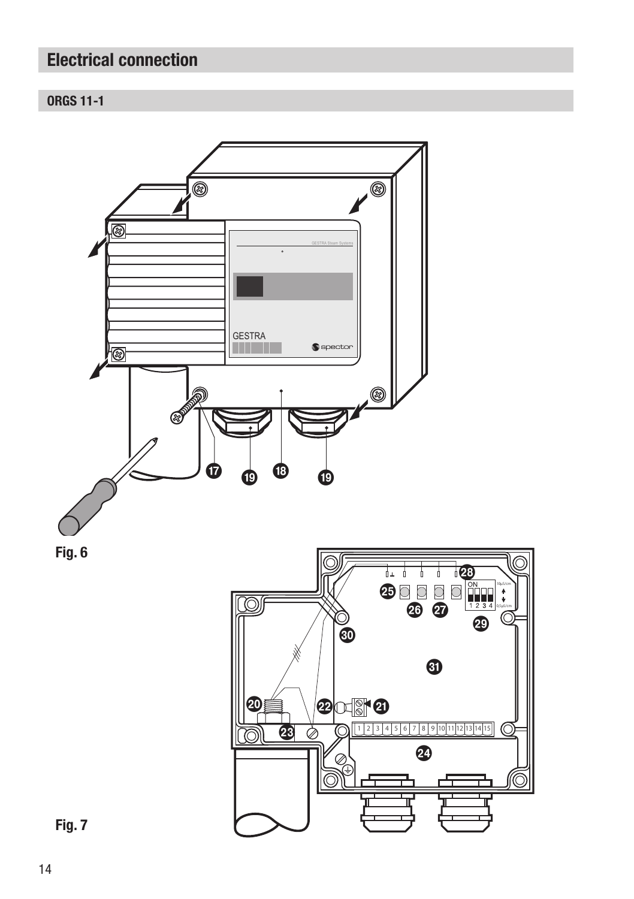# Electrical connection

## ORGS 11-1

Fig. 6

Fig. 7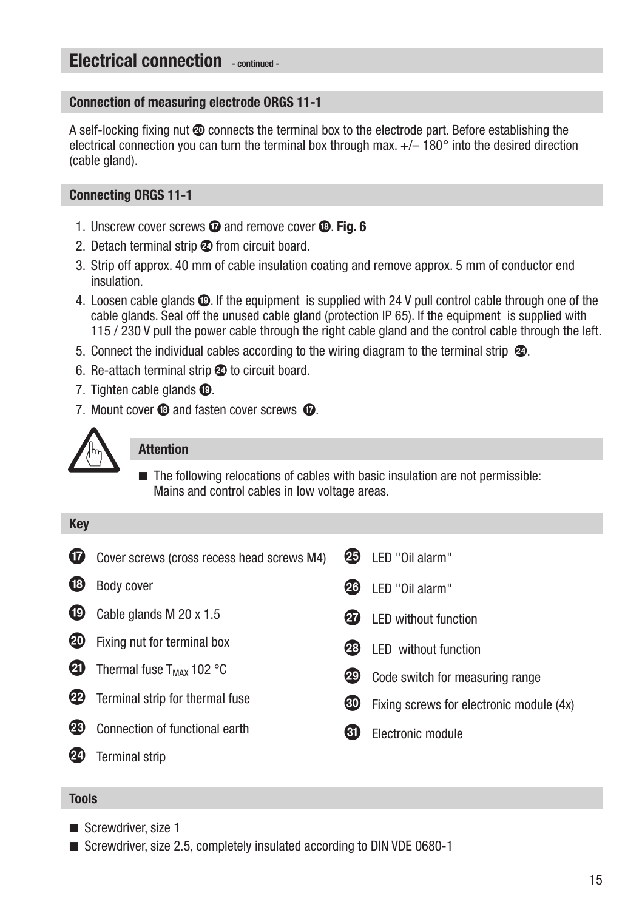# Electrical connection - continued -

## Connection of measuring electrode ORGS 11-1

A self-locking fixing nut ⑳ connects the terminal box to the electrode part. Before establishing the electrical connection you can turn the terminal box through max. +/– 180° into the desired direction (cable gland).

## Connecting ORGS 11-1

1. Unscrew cover screws ⑰ and remove cover ⑱. **Fig. 6**
2. Detach terminal strip ㉔ from circuit board.
3. Strip off approx. 40 mm of cable insulation coating and remove approx. 5 mm of conductor end insulation.
4. Loosen cable glands ⑲. If the equipment is supplied with 24 V pull control cable through one of the cable glands. Seal off the unused cable gland (protection IP 65). If the equipment is supplied with 115 / 230 V pull the power cable through the right cable gland and the control cable through the left.
5. Connect the individual cables according to the wiring diagram to the terminal strip ㉔.
6. Re-attach terminal strip ㉔ to circuit board.
7. Tighten cable glands ⑲.
7. Mount cover ⑱ and fasten cover screws ⑰.

### Attention

- The following relocations of cables with basic insulation are not permissible: Mains and control cables in low voltage areas.

## Key

⑰ Cover screws (cross recess head screws M4)

⑱ Body cover

⑲ Cable glands M 20 x 1.5

⑳ Fixing nut for terminal box

㉑ Thermal fuse $T_{MAX}$ 102 °C

㉒ Terminal strip for thermal fuse

㉓ Connection of functional earth

㉔ Terminal strip

㉕ LED "Oil alarm"

㉖ LED "Oil alarm"

㉗ LED without function

㉘ LED without function

㉙ Code switch for measuring range

㉚ Fixing screws for electronic module (4x)

㉛ Electronic module

## Tools

- Screwdriver, size 1
- Screwdriver, size 2.5, completely insulated according to DIN VDE 0680-1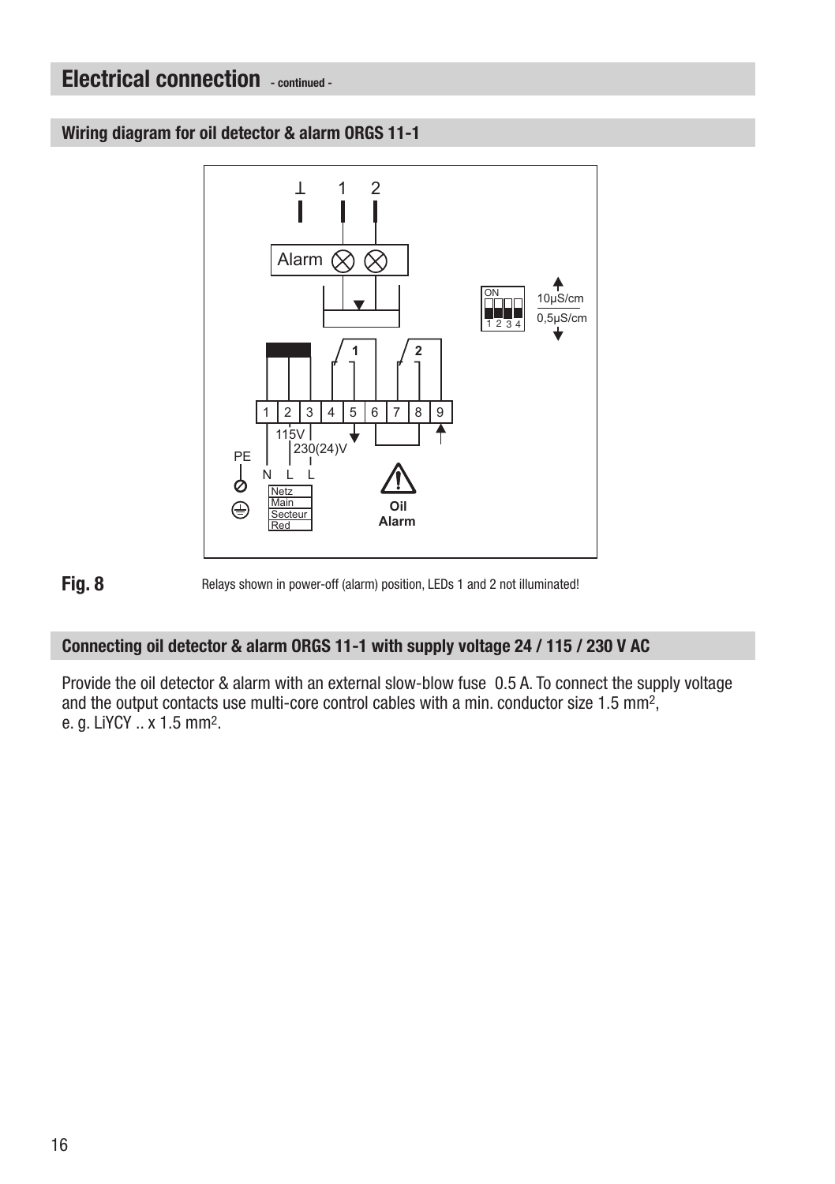# Electrical connection - continued -

## Wiring diagram for oil detector & alarm ORGS 11-1

**Fig. 8** Relays shown in power-off (alarm) position, LEDs 1 and 2 not illuminated!

## Connecting oil detector & alarm ORGS 11-1 with supply voltage 24 / 115 / 230 V AC

Provide the oil detector & alarm with an external slow-blow fuse 0.5 A. To connect the supply voltage and the output contacts use multi-core control cables with a min. conductor size 1.5 mm$^2$, e. g. LiYCY .. x 1.5 mm$^2$.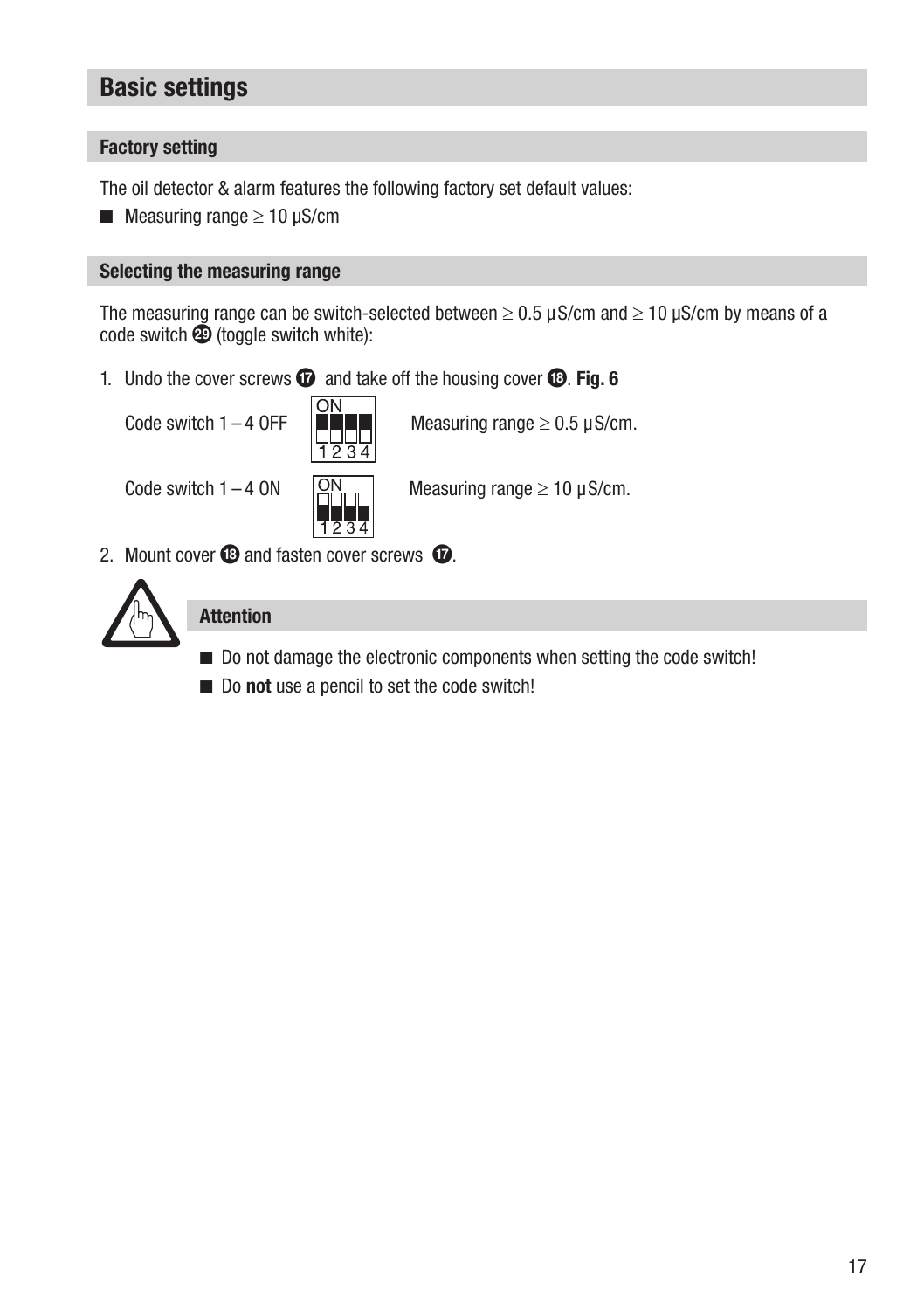## Basic settings

### Factory setting

The oil detector & alarm features the following factory set default values:

- Measuring range ≥ 10 µS/cm

### Selecting the measuring range

The measuring range can be switch-selected between ≥ 0.5 µS/cm and ≥ 10 µS/cm by means of a code switch ㉙ (toggle switch white):

1. Undo the cover screws ⑰ and take off the housing cover ⑱. **Fig. 6**

   Code switch 1 – 4 OFF — Measuring range ≥ 0.5 µS/cm.

   Code switch 1 – 4 ON — Measuring range ≥ 10 µS/cm.

2. Mount cover ⑱ and fasten cover screws ⑰.

### Attention

- Do not damage the electronic components when setting the code switch!
- Do **not** use a pencil to set the code switch!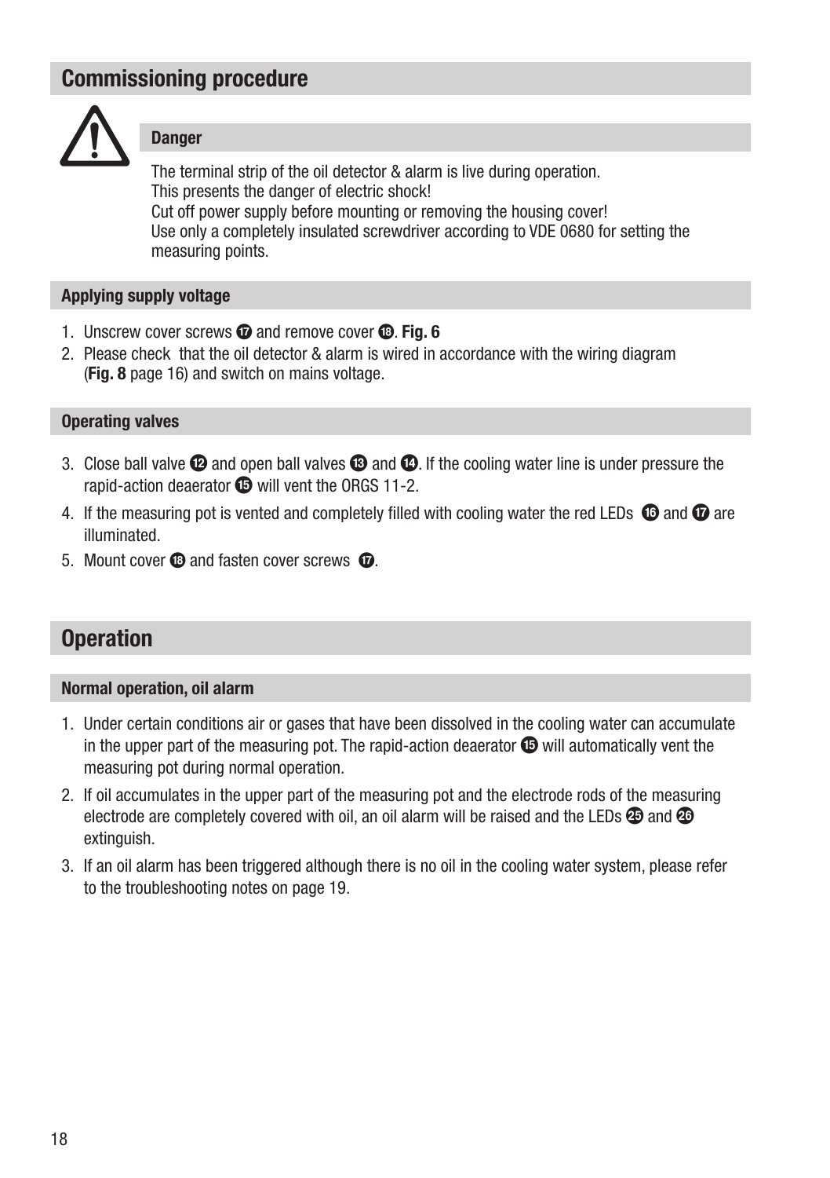## Commissioning procedure

### Danger

The terminal strip of the oil detector & alarm is live during operation.
This presents the danger of electric shock!
Cut off power supply before mounting or removing the housing cover!
Use only a completely insulated screwdriver according to VDE 0680 for setting the measuring points.

### Applying supply voltage

1. Unscrew cover screws ⑰ and remove cover ⑱. **Fig. 6**
2. Please check that the oil detector & alarm is wired in accordance with the wiring diagram (**Fig. 8** page 16) and switch on mains voltage.

### Operating valves

3. Close ball valve ⑫ and open ball valves ⑬ and ⑭. If the cooling water line is under pressure the rapid-action deaerator ⑮ will vent the ORGS 11-2.
4. If the measuring pot is vented and completely filled with cooling water the red LEDs ⑯ and ⑰ are illuminated.
5. Mount cover ⑱ and fasten cover screws ⑰.

## Operation

### Normal operation, oil alarm

1. Under certain conditions air or gases that have been dissolved in the cooling water can accumulate in the upper part of the measuring pot. The rapid-action deaerator ⑮ will automatically vent the measuring pot during normal operation.
2. If oil accumulates in the upper part of the measuring pot and the electrode rods of the measuring electrode are completely covered with oil, an oil alarm will be raised and the LEDs ㉕ and ㉖ extinguish.
3. If an oil alarm has been triggered although there is no oil in the cooling water system, please refer to the troubleshooting notes on page 19.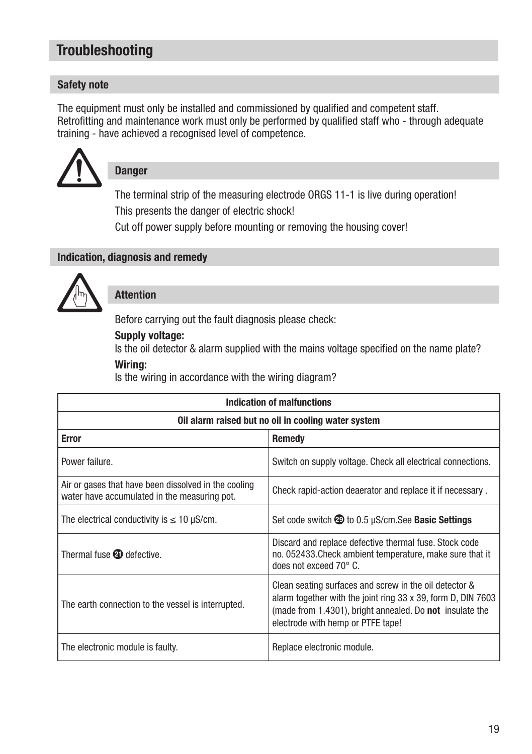# Troubleshooting

## Safety note

The equipment must only be installed and commissioned by qualified and competent staff.
Retrofitting and maintenance work must only be performed by qualified staff who - through adequate training - have achieved a recognised level of competence.

### Danger

The terminal strip of the measuring electrode ORGS 11-1 is live during operation!

This presents the danger of electric shock!

Cut off power supply before mounting or removing the housing cover!

## Indication, diagnosis and remedy

### Attention

Before carrying out the fault diagnosis please check:

**Supply voltage:**
Is the oil detector & alarm supplied with the mains voltage specified on the name plate?

**Wiring:**
Is the wiring in accordance with the wiring diagram?

| **Indication of malfunctions** | |
|---|---|
| **Oil alarm raised but no oil in cooling water system** | |
| **Error** | **Remedy** |
| Power failure. | Switch on supply voltage. Check all electrical connections. |
| Air or gases that have been dissolved in the cooling water have accumulated in the measuring pot. | Check rapid-action deaerator and replace it if necessary . |
| The electrical conductivity is ≤ 10 µS/cm. | Set code switch ㉙ to 0.5 µS/cm.See **Basic Settings** |
| Thermal fuse ㉑ defective. | Discard and replace defective thermal fuse. Stock code no. 052433.Check ambient temperature, make sure that it does not exceed 70° C. |
| The earth connection to the vessel is interrupted. | Clean seating surfaces and screw in the oil detector & alarm together with the joint ring 33 x 39, form D, DIN 7603 (made from 1.4301), bright annealed. Do **not** insulate the electrode with hemp or PTFE tape! |
| The electronic module is faulty. | Replace electronic module. |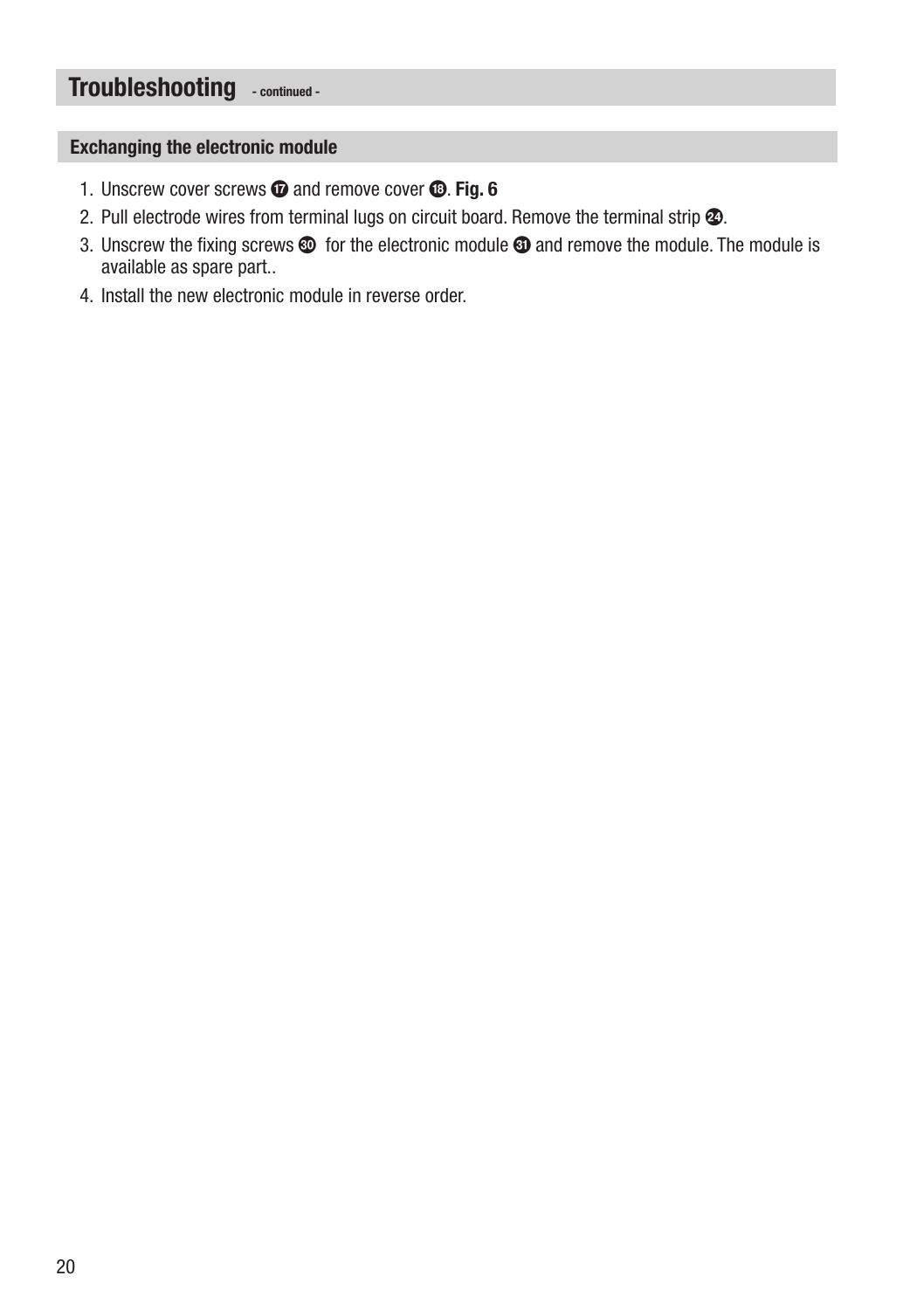# Troubleshooting - continued -

## Exchanging the electronic module

1. Unscrew cover screws ⓱ and remove cover ⓲. **Fig. 6**
2. Pull electrode wires from terminal lugs on circuit board. Remove the terminal strip ㉔.
3. Unscrew the fixing screws ㉚ for the electronic module ㉛ and remove the module. The module is available as spare part..
4. Install the new electronic module in reverse order.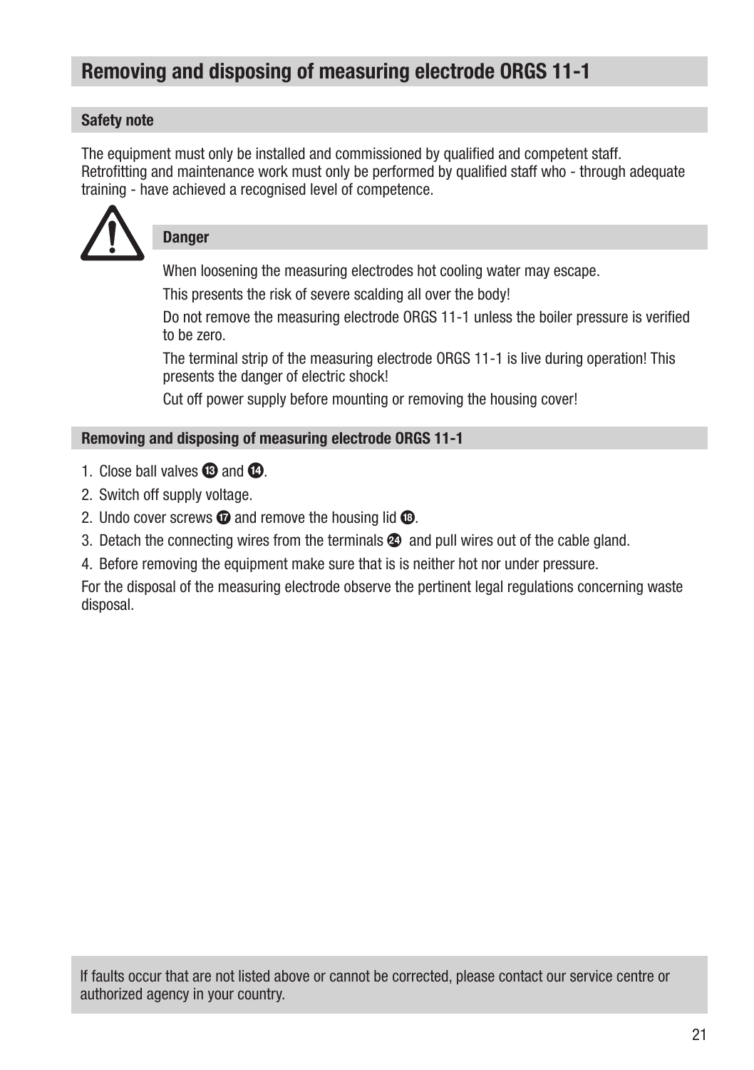## Removing and disposing of measuring electrode ORGS 11-1

### Safety note

The equipment must only be installed and commissioned by qualified and competent staff. Retrofitting and maintenance work must only be performed by qualified staff who - through adequate training - have achieved a recognised level of competence.

#### Danger

When loosening the measuring electrodes hot cooling water may escape.

This presents the risk of severe scalding all over the body!

Do not remove the measuring electrode ORGS 11-1 unless the boiler pressure is verified to be zero.

The terminal strip of the measuring electrode ORGS 11-1 is live during operation! This presents the danger of electric shock!

Cut off power supply before mounting or removing the housing cover!

### Removing and disposing of measuring electrode ORGS 11-1

1. Close ball valves ⓭ and ⓮.
2. Switch off supply voltage.
2. Undo cover screws ⓱ and remove the housing lid ⓲.
3. Detach the connecting wires from the terminals ㉔ and pull wires out of the cable gland.
4. Before removing the equipment make sure that is is neither hot nor under pressure.

For the disposal of the measuring electrode observe the pertinent legal regulations concerning waste disposal.

If faults occur that are not listed above or cannot be corrected, please contact our service centre or authorized agency in your country.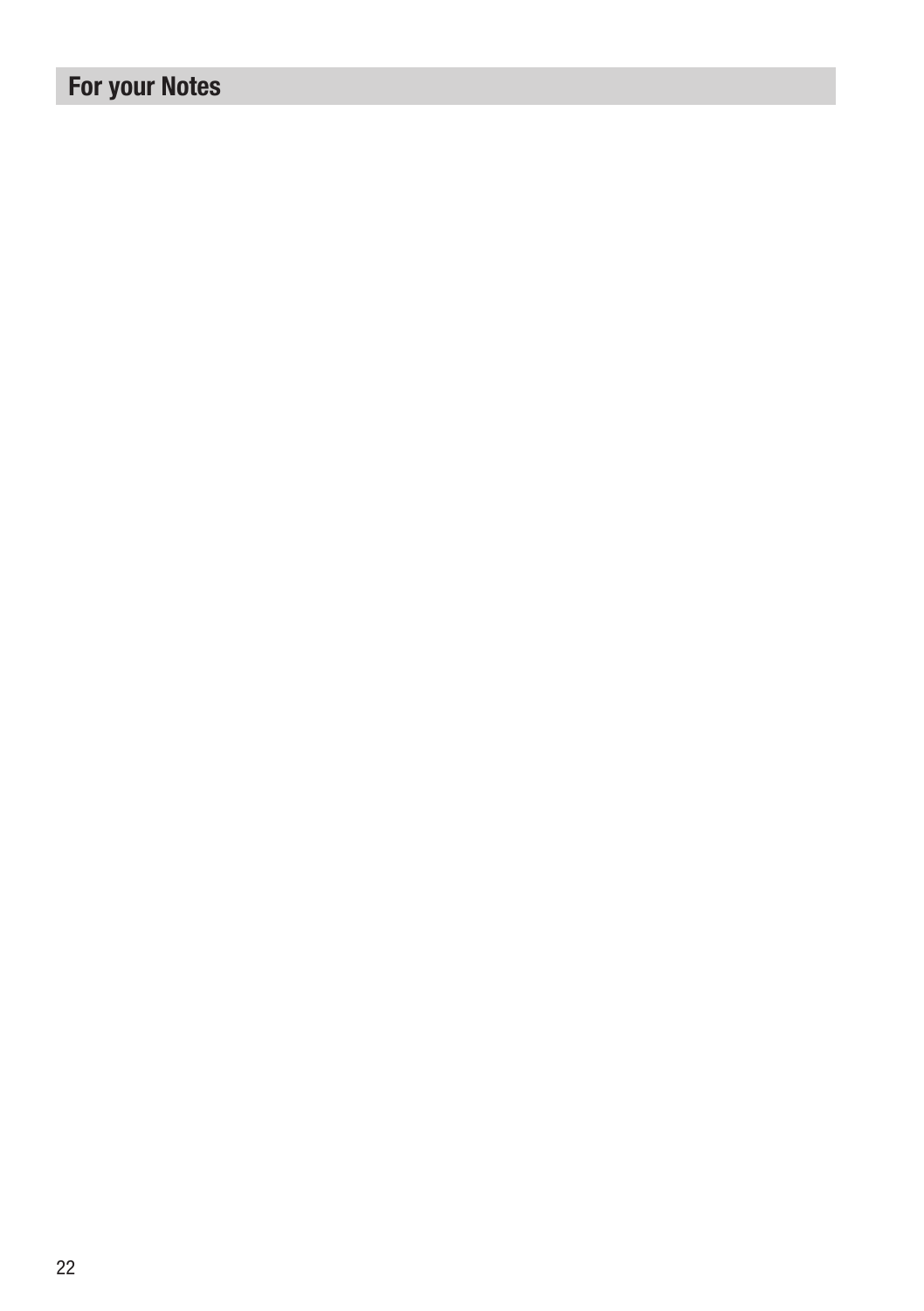## For your Notes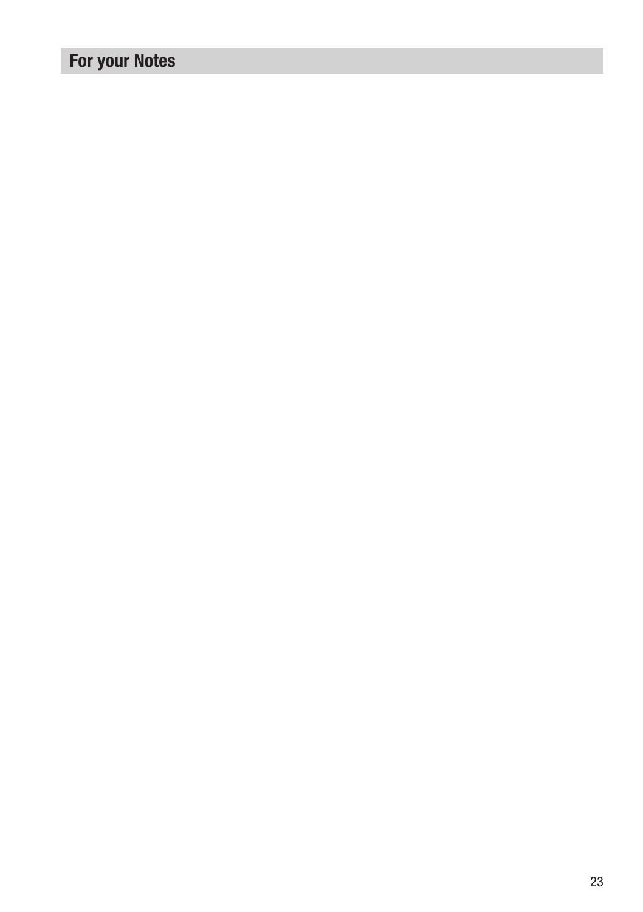## For your Notes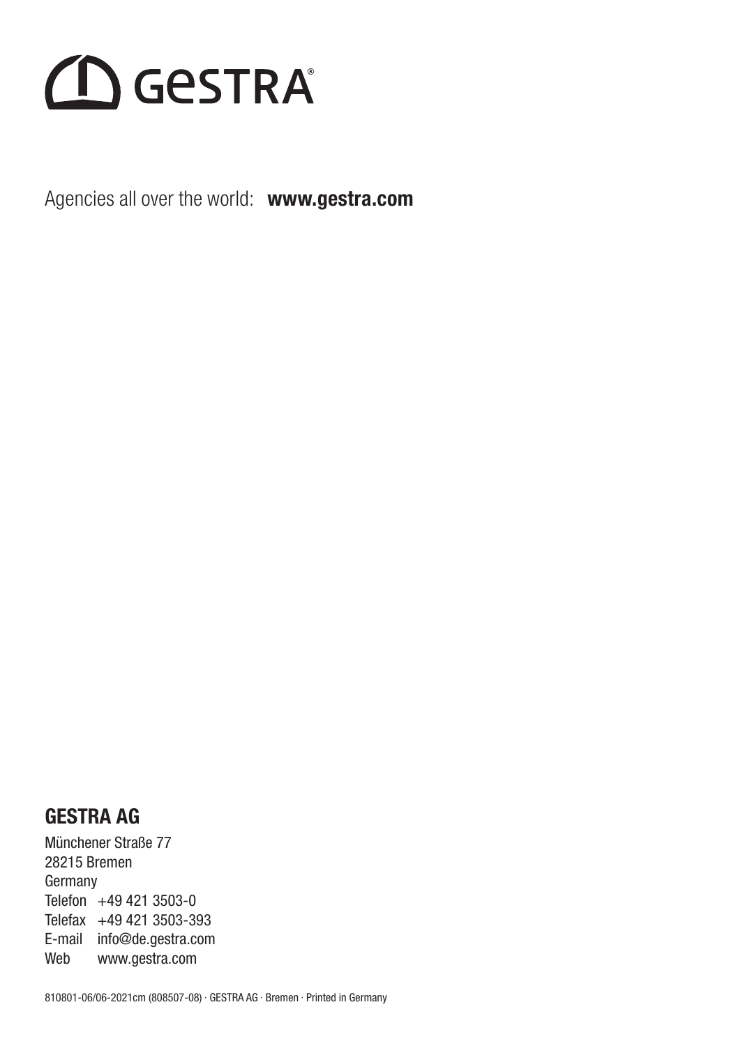# GESTRA®

Agencies all over the world: **www.gestra.com**

## GESTRA AG

Münchener Straße 77
28215 Bremen
Germany
Telefon +49 421 3503-0
Telefax +49 421 3503-393
E-mail info@de.gestra.com
Web www.gestra.com

810801-06/06-2021cm (808507-08) · GESTRA AG · Bremen · Printed in Germany